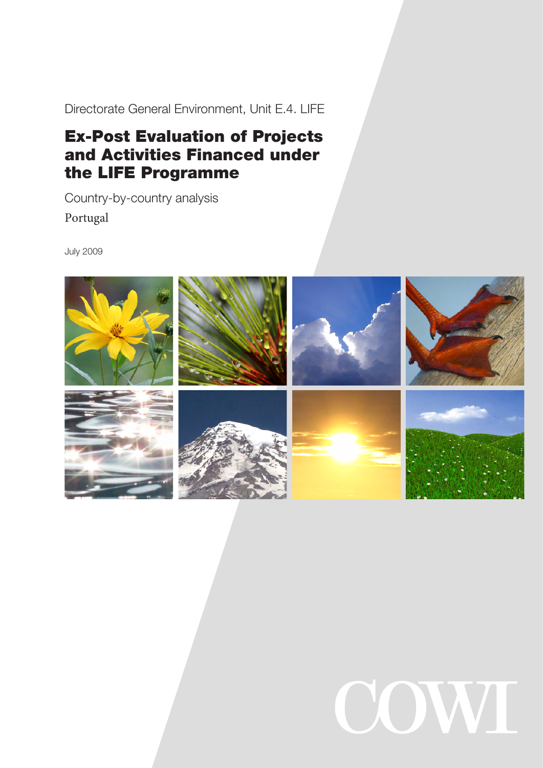Directorate General Environment, Unit E.4. LIFE

# Ex-Post Evaluation of Projects and Activities Financed under the LIFE Programme

Country-by-country analysis

Portugal

July 2009

COWI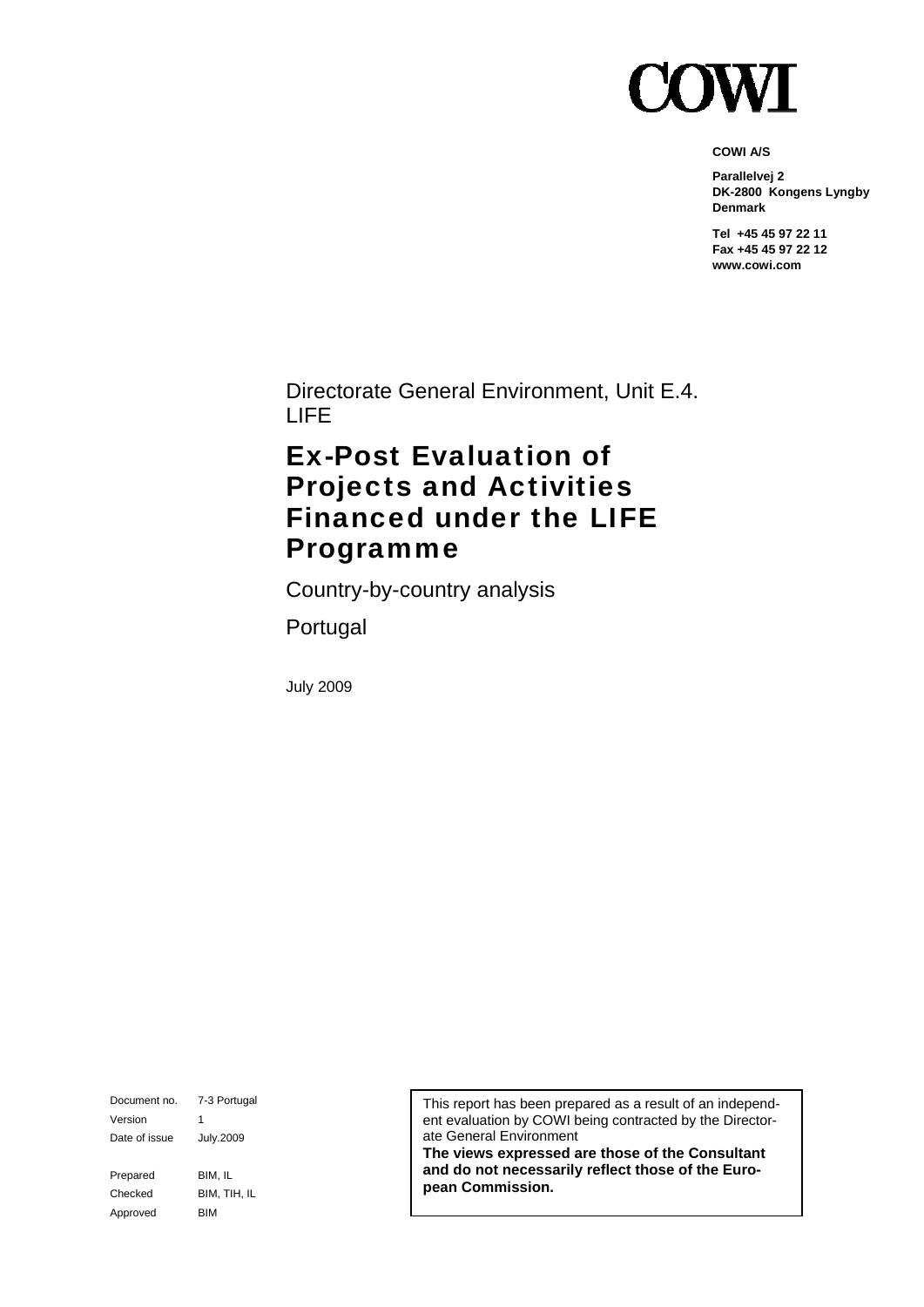# COWI

**COWI A/S**

**Parallelvej 2**
**DK-2800 Kongens Lyngby**
**Denmark**

**Tel +45 45 97 22 11**
**Fax +45 45 97 22 12**
**www.cowi.com**

Directorate General Environment, Unit E.4. LIFE

# Ex-Post Evaluation of Projects and Activities Financed under the LIFE Programme

Country-by-country analysis

Portugal

July 2009

| | |
|---|---|
| Document no. | 7-3 Portugal |
| Version | 1 |
| Date of issue | July.2009 |
| Prepared | BIM, IL |
| Checked | BIM, TIH, IL |
| Approved | BIM |

This report has been prepared as a result of an independent evaluation by COWI being contracted by the Directorate General Environment
**The views expressed are those of the Consultant and do not necessarily reflect those of the European Commission.**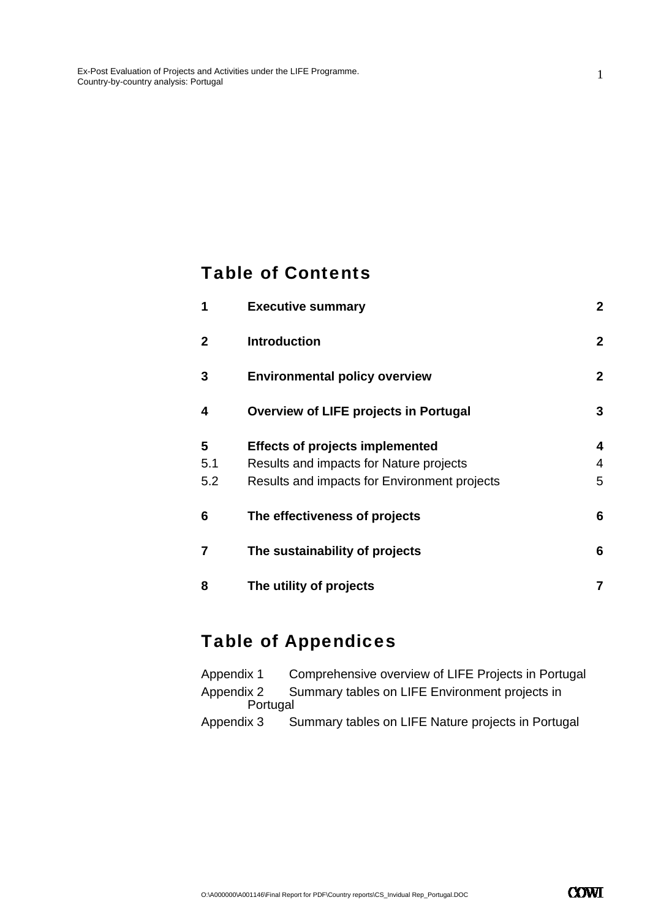# Table of Contents

| | | |
|---|---|---|
| **1** | **Executive summary** | **2** |
| **2** | **Introduction** | **2** |
| **3** | **Environmental policy overview** | **2** |
| **4** | **Overview of LIFE projects in Portugal** | **3** |
| **5** | **Effects of projects implemented** | **4** |
| 5.1 | Results and impacts for Nature projects | 4 |
| 5.2 | Results and impacts for Environment projects | 5 |
| **6** | **The effectiveness of projects** | **6** |
| **7** | **The sustainability of projects** | **6** |
| **8** | **The utility of projects** | **7** |

# Table of Appendices

Appendix 1 Comprehensive overview of LIFE Projects in Portugal

Appendix 2 Summary tables on LIFE Environment projects in Portugal

Appendix 3 Summary tables on LIFE Nature projects in Portugal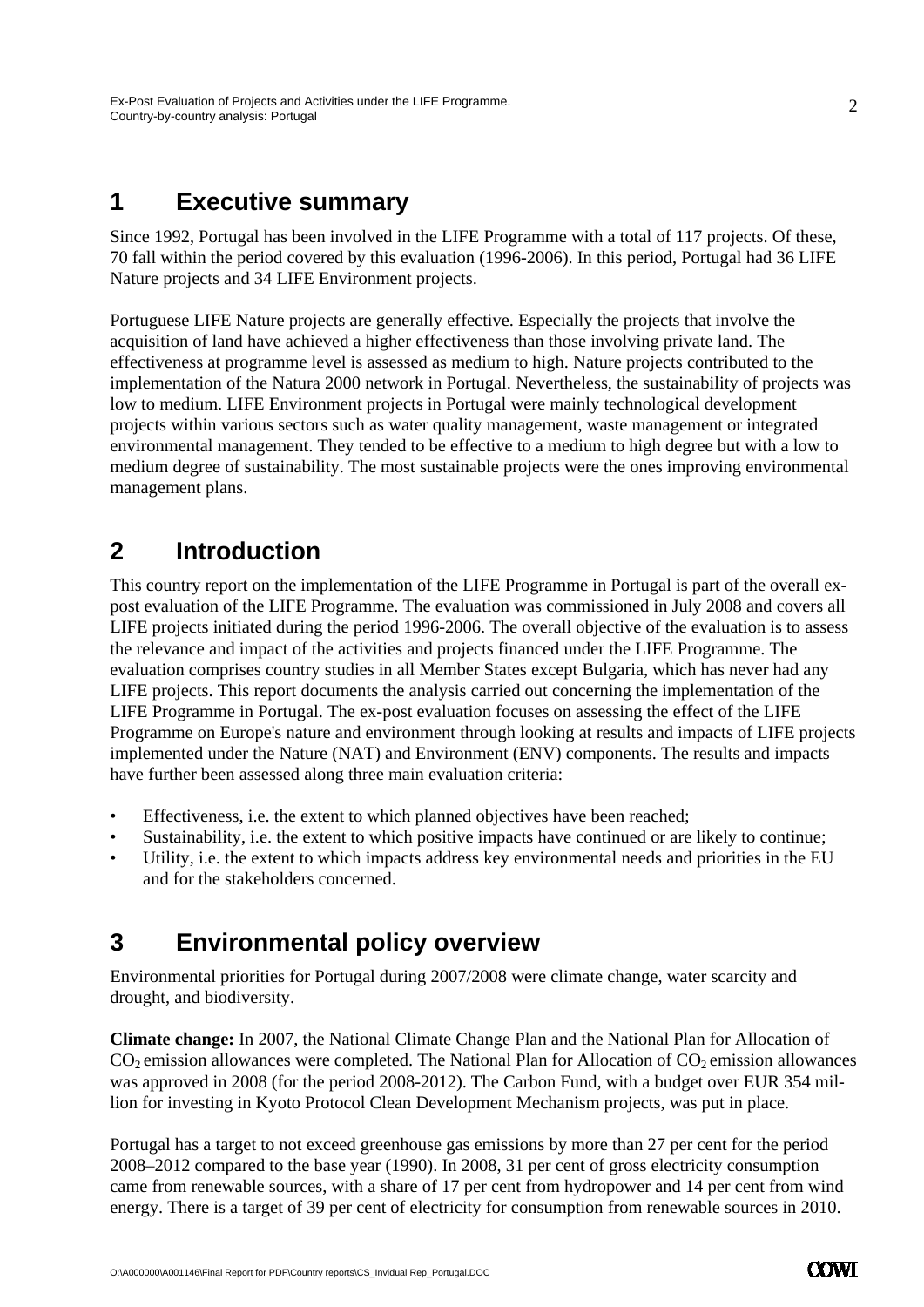# 1 Executive summary

Since 1992, Portugal has been involved in the LIFE Programme with a total of 117 projects. Of these, 70 fall within the period covered by this evaluation (1996-2006). In this period, Portugal had 36 LIFE Nature projects and 34 LIFE Environment projects.

Portuguese LIFE Nature projects are generally effective. Especially the projects that involve the acquisition of land have achieved a higher effectiveness than those involving private land. The effectiveness at programme level is assessed as medium to high. Nature projects contributed to the implementation of the Natura 2000 network in Portugal. Nevertheless, the sustainability of projects was low to medium. LIFE Environment projects in Portugal were mainly technological development projects within various sectors such as water quality management, waste management or integrated environmental management. They tended to be effective to a medium to high degree but with a low to medium degree of sustainability. The most sustainable projects were the ones improving environmental management plans.

# 2 Introduction

This country report on the implementation of the LIFE Programme in Portugal is part of the overall ex-post evaluation of the LIFE Programme. The evaluation was commissioned in July 2008 and covers all LIFE projects initiated during the period 1996-2006. The overall objective of the evaluation is to assess the relevance and impact of the activities and projects financed under the LIFE Programme. The evaluation comprises country studies in all Member States except Bulgaria, which has never had any LIFE projects. This report documents the analysis carried out concerning the implementation of the LIFE Programme in Portugal. The ex-post evaluation focuses on assessing the effect of the LIFE Programme on Europe's nature and environment through looking at results and impacts of LIFE projects implemented under the Nature (NAT) and Environment (ENV) components. The results and impacts have further been assessed along three main evaluation criteria:

- Effectiveness, i.e. the extent to which planned objectives have been reached;
- Sustainability, i.e. the extent to which positive impacts have continued or are likely to continue;
- Utility, i.e. the extent to which impacts address key environmental needs and priorities in the EU and for the stakeholders concerned.

# 3 Environmental policy overview

Environmental priorities for Portugal during 2007/2008 were climate change, water scarcity and drought, and biodiversity.

**Climate change:** In 2007, the National Climate Change Plan and the National Plan for Allocation of $CO_2$ emission allowances were completed. The National Plan for Allocation of $CO_2$ emission allowances was approved in 2008 (for the period 2008-2012). The Carbon Fund, with a budget over EUR 354 million for investing in Kyoto Protocol Clean Development Mechanism projects, was put in place.

Portugal has a target to not exceed greenhouse gas emissions by more than 27 per cent for the period 2008–2012 compared to the base year (1990). In 2008, 31 per cent of gross electricity consumption came from renewable sources, with a share of 17 per cent from hydropower and 14 per cent from wind energy. There is a target of 39 per cent of electricity for consumption from renewable sources in 2010.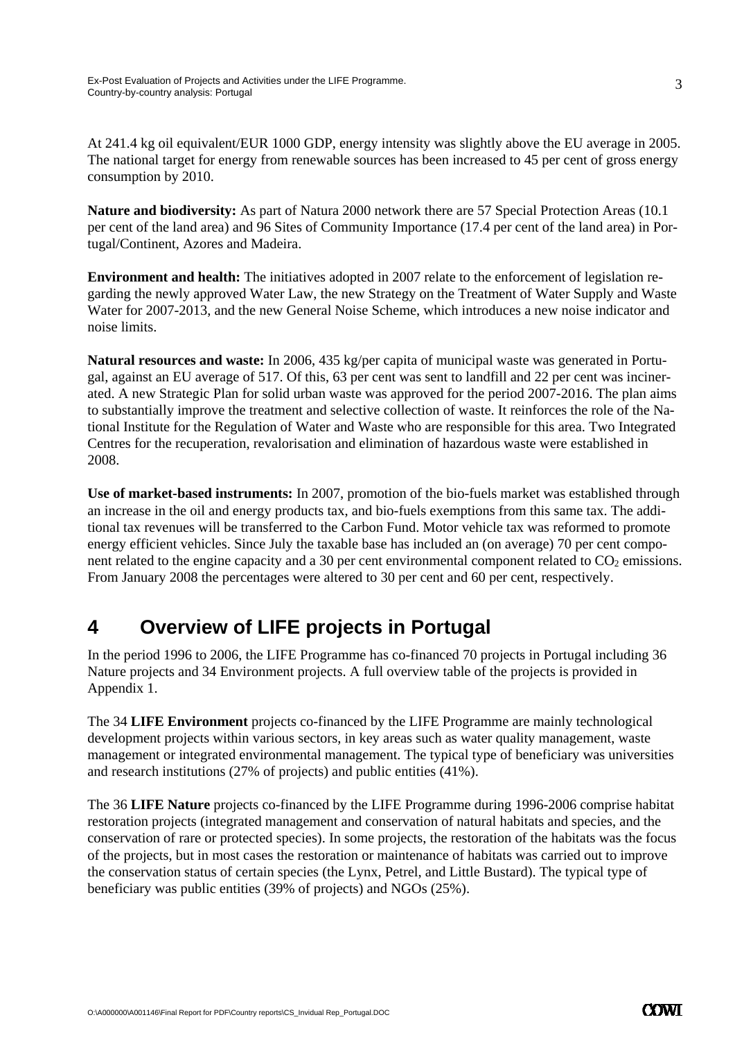At 241.4 kg oil equivalent/EUR 1000 GDP, energy intensity was slightly above the EU average in 2005. The national target for energy from renewable sources has been increased to 45 per cent of gross energy consumption by 2010.

**Nature and biodiversity:** As part of Natura 2000 network there are 57 Special Protection Areas (10.1 per cent of the land area) and 96 Sites of Community Importance (17.4 per cent of the land area) in Portugal/Continent, Azores and Madeira.

**Environment and health:** The initiatives adopted in 2007 relate to the enforcement of legislation regarding the newly approved Water Law, the new Strategy on the Treatment of Water Supply and Waste Water for 2007-2013, and the new General Noise Scheme, which introduces a new noise indicator and noise limits.

**Natural resources and waste:** In 2006, 435 kg/per capita of municipal waste was generated in Portugal, against an EU average of 517. Of this, 63 per cent was sent to landfill and 22 per cent was incinerated. A new Strategic Plan for solid urban waste was approved for the period 2007-2016. The plan aims to substantially improve the treatment and selective collection of waste. It reinforces the role of the National Institute for the Regulation of Water and Waste who are responsible for this area. Two Integrated Centres for the recuperation, revalorisation and elimination of hazardous waste were established in 2008.

**Use of market-based instruments:** In 2007, promotion of the bio-fuels market was established through an increase in the oil and energy products tax, and bio-fuels exemptions from this same tax. The additional tax revenues will be transferred to the Carbon Fund. Motor vehicle tax was reformed to promote energy efficient vehicles. Since July the taxable base has included an (on average) 70 per cent component related to the engine capacity and a 30 per cent environmental component related to $CO_2$ emissions. From January 2008 the percentages were altered to 30 per cent and 60 per cent, respectively.

# 4 Overview of LIFE projects in Portugal

In the period 1996 to 2006, the LIFE Programme has co-financed 70 projects in Portugal including 36 Nature projects and 34 Environment projects. A full overview table of the projects is provided in Appendix 1.

The 34 **LIFE Environment** projects co-financed by the LIFE Programme are mainly technological development projects within various sectors, in key areas such as water quality management, waste management or integrated environmental management. The typical type of beneficiary was universities and research institutions (27% of projects) and public entities (41%).

The 36 **LIFE Nature** projects co-financed by the LIFE Programme during 1996-2006 comprise habitat restoration projects (integrated management and conservation of natural habitats and species, and the conservation of rare or protected species). In some projects, the restoration of the habitats was the focus of the projects, but in most cases the restoration or maintenance of habitats was carried out to improve the conservation status of certain species (the Lynx, Petrel, and Little Bustard). The typical type of beneficiary was public entities (39% of projects) and NGOs (25%).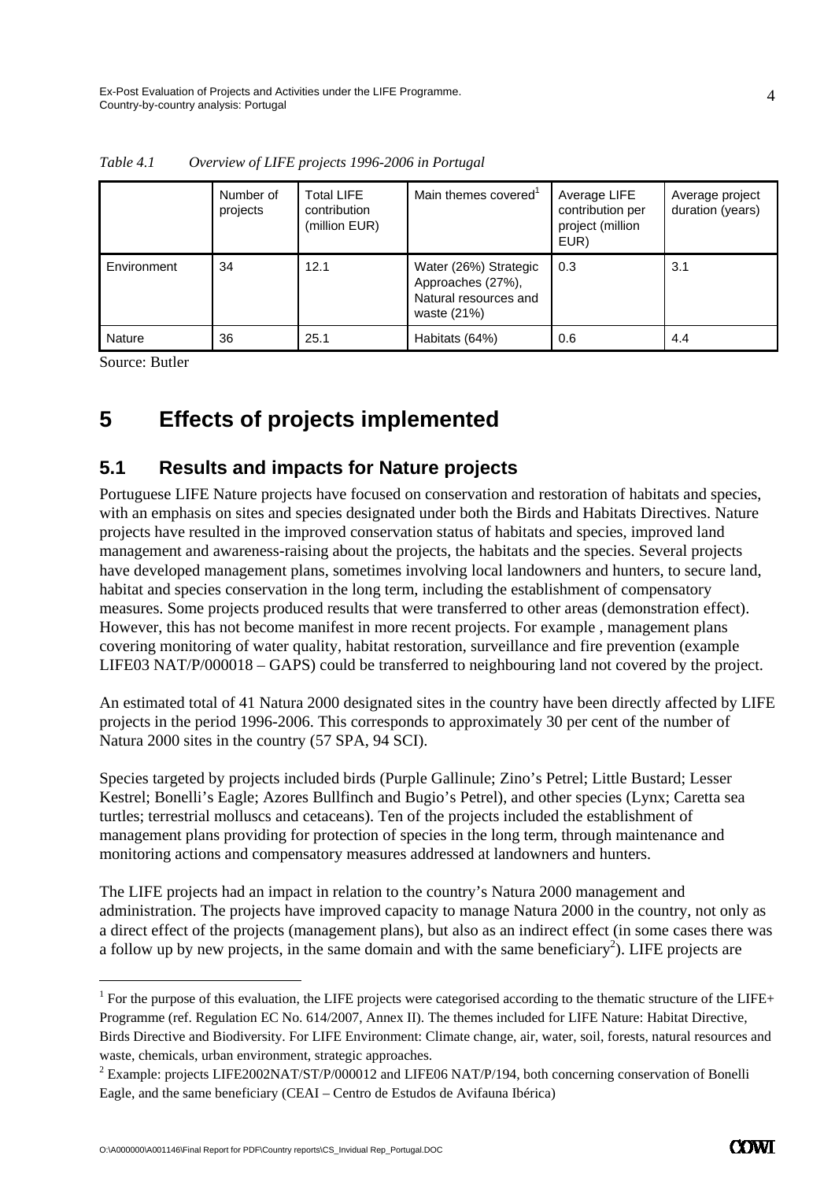*Table 4.1 Overview of LIFE projects 1996-2006 in Portugal*

| | Number of projects | Total LIFE contribution (million EUR) | Main themes covered[1] | Average LIFE contribution per project (million EUR) | Average project duration (years) |
|---|---|---|---|---|---|
| Environment | 34 | 12.1 | Water (26%) Strategic Approaches (27%), Natural resources and waste (21%) | 0.3 | 3.1 |
| Nature | 36 | 25.1 | Habitats (64%) | 0.6 | 4.4 |

Source: Butler

# 5 Effects of projects implemented

## 5.1 Results and impacts for Nature projects

Portuguese LIFE Nature projects have focused on conservation and restoration of habitats and species, with an emphasis on sites and species designated under both the Birds and Habitats Directives. Nature projects have resulted in the improved conservation status of habitats and species, improved land management and awareness-raising about the projects, the habitats and the species. Several projects have developed management plans, sometimes involving local landowners and hunters, to secure land, habitat and species conservation in the long term, including the establishment of compensatory measures. Some projects produced results that were transferred to other areas (demonstration effect). However, this has not become manifest in more recent projects. For example , management plans covering monitoring of water quality, habitat restoration, surveillance and fire prevention (example LIFE03 NAT/P/000018 – GAPS) could be transferred to neighbouring land not covered by the project.

An estimated total of 41 Natura 2000 designated sites in the country have been directly affected by LIFE projects in the period 1996-2006. This corresponds to approximately 30 per cent of the number of Natura 2000 sites in the country (57 SPA, 94 SCI).

Species targeted by projects included birds (Purple Gallinule; Zino's Petrel; Little Bustard; Lesser Kestrel; Bonelli's Eagle; Azores Bullfinch and Bugio's Petrel), and other species (Lynx; Caretta sea turtles; terrestrial molluscs and cetaceans). Ten of the projects included the establishment of management plans providing for protection of species in the long term, through maintenance and monitoring actions and compensatory measures addressed at landowners and hunters.

The LIFE projects had an impact in relation to the country's Natura 2000 management and administration. The projects have improved capacity to manage Natura 2000 in the country, not only as a direct effect of the projects (management plans), but also as an indirect effect (in some cases there was a follow up by new projects, in the same domain and with the same beneficiary[2]). LIFE projects are

---

[1] For the purpose of this evaluation, the LIFE projects were categorised according to the thematic structure of the LIFE+ Programme (ref. Regulation EC No. 614/2007, Annex II). The themes included for LIFE Nature: Habitat Directive, Birds Directive and Biodiversity. For LIFE Environment: Climate change, air, water, soil, forests, natural resources and waste, chemicals, urban environment, strategic approaches.

[2] Example: projects LIFE2002NAT/ST/P/000012 and LIFE06 NAT/P/194, both concerning conservation of Bonelli Eagle, and the same beneficiary (CEAI – Centro de Estudos de Avifauna Ibérica)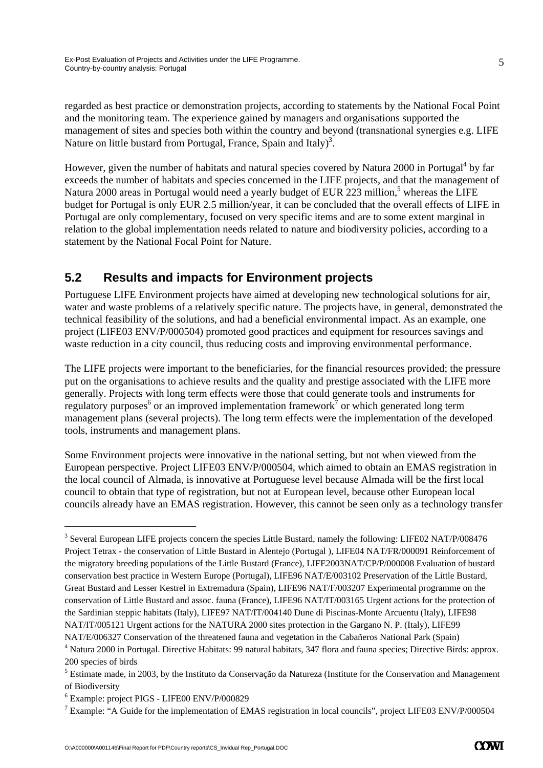regarded as best practice or demonstration projects, according to statements by the National Focal Point and the monitoring team. The experience gained by managers and organisations supported the management of sites and species both within the country and beyond (transnational synergies e.g. LIFE Nature on little bustard from Portugal, France, Spain and Italy)[3].

However, given the number of habitats and natural species covered by Natura 2000 in Portugal[4] by far exceeds the number of habitats and species concerned in the LIFE projects, and that the management of Natura 2000 areas in Portugal would need a yearly budget of EUR 223 million,[5] whereas the LIFE budget for Portugal is only EUR 2.5 million/year, it can be concluded that the overall effects of LIFE in Portugal are only complementary, focused on very specific items and are to some extent marginal in relation to the global implementation needs related to nature and biodiversity policies, according to a statement by the National Focal Point for Nature.

## 5.2 Results and impacts for Environment projects

Portuguese LIFE Environment projects have aimed at developing new technological solutions for air, water and waste problems of a relatively specific nature. The projects have, in general, demonstrated the technical feasibility of the solutions, and had a beneficial environmental impact. As an example, one project (LIFE03 ENV/P/000504) promoted good practices and equipment for resources savings and waste reduction in a city council, thus reducing costs and improving environmental performance.

The LIFE projects were important to the beneficiaries, for the financial resources provided; the pressure put on the organisations to achieve results and the quality and prestige associated with the LIFE more generally. Projects with long term effects were those that could generate tools and instruments for regulatory purposes[6] or an improved implementation framework[7] or which generated long term management plans (several projects). The long term effects were the implementation of the developed tools, instruments and management plans.

Some Environment projects were innovative in the national setting, but not when viewed from the European perspective. Project LIFE03 ENV/P/000504, which aimed to obtain an EMAS registration in the local council of Almada, is innovative at Portuguese level because Almada will be the first local council to obtain that type of registration, but not at European level, because other European local councils already have an EMAS registration. However, this cannot be seen only as a technology transfer

---

[3] Several European LIFE projects concern the species Little Bustard, namely the following: LIFE02 NAT/P/008476 Project Tetrax - the conservation of Little Bustard in Alentejo (Portugal ), LIFE04 NAT/FR/000091 Reinforcement of the migratory breeding populations of the Little Bustard (France), LIFE2003NAT/CP/P/000008 Evaluation of bustard conservation best practice in Western Europe (Portugal), LIFE96 NAT/E/003102 Preservation of the Little Bustard, Great Bustard and Lesser Kestrel in Extremadura (Spain), LIFE96 NAT/F/003207 Experimental programme on the conservation of Little Bustard and assoc. fauna (France), LIFE96 NAT/IT/003165 Urgent actions for the protection of the Sardinian steppic habitats (Italy), LIFE97 NAT/IT/004140 Dune di Piscinas-Monte Arcuentu (Italy), LIFE98 NAT/IT/005121 Urgent actions for the NATURA 2000 sites protection in the Gargano N. P. (Italy), LIFE99 NAT/E/006327 Conservation of the threatened fauna and vegetation in the Cabañeros National Park (Spain)

[4] Natura 2000 in Portugal. Directive Habitats: 99 natural habitats, 347 flora and fauna species; Directive Birds: approx. 200 species of birds

[5] Estimate made, in 2003, by the Instituto da Conservação da Natureza (Institute for the Conservation and Management of Biodiversity

[6] Example: project PIGS - LIFE00 ENV/P/000829

[7] Example: "A Guide for the implementation of EMAS registration in local councils", project LIFE03 ENV/P/000504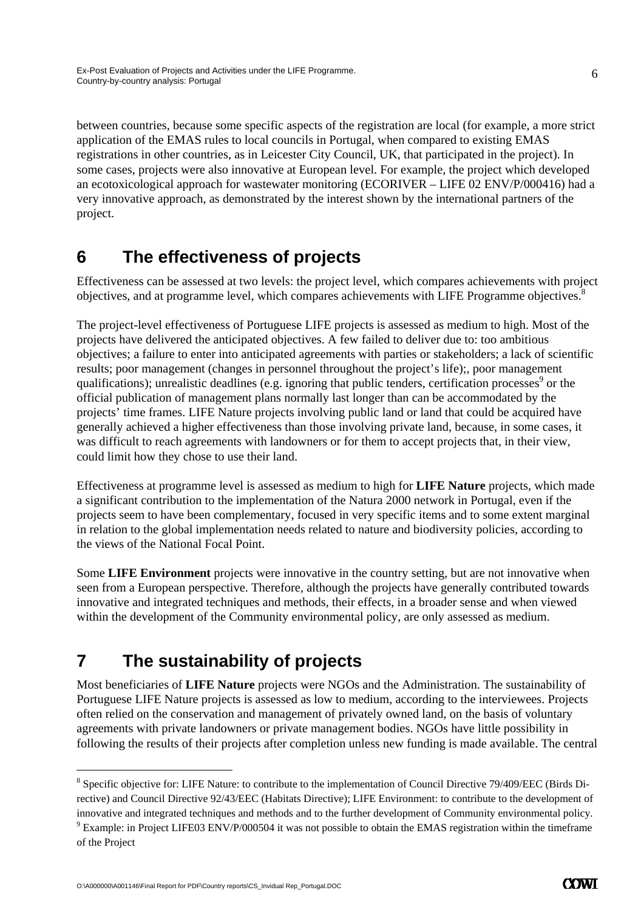between countries, because some specific aspects of the registration are local (for example, a more strict application of the EMAS rules to local councils in Portugal, when compared to existing EMAS registrations in other countries, as in Leicester City Council, UK, that participated in the project). In some cases, projects were also innovative at European level. For example, the project which developed an ecotoxicological approach for wastewater monitoring (ECORIVER – LIFE 02 ENV/P/000416) had a very innovative approach, as demonstrated by the interest shown by the international partners of the project.

# 6 The effectiveness of projects

Effectiveness can be assessed at two levels: the project level, which compares achievements with project objectives, and at programme level, which compares achievements with LIFE Programme objectives.[8]

The project-level effectiveness of Portuguese LIFE projects is assessed as medium to high. Most of the projects have delivered the anticipated objectives. A few failed to deliver due to: too ambitious objectives; a failure to enter into anticipated agreements with parties or stakeholders; a lack of scientific results; poor management (changes in personnel throughout the project's life);, poor management qualifications); unrealistic deadlines (e.g. ignoring that public tenders, certification processes[9] or the official publication of management plans normally last longer than can be accommodated by the projects' time frames. LIFE Nature projects involving public land or land that could be acquired have generally achieved a higher effectiveness than those involving private land, because, in some cases, it was difficult to reach agreements with landowners or for them to accept projects that, in their view, could limit how they chose to use their land.

Effectiveness at programme level is assessed as medium to high for **LIFE Nature** projects, which made a significant contribution to the implementation of the Natura 2000 network in Portugal, even if the projects seem to have been complementary, focused in very specific items and to some extent marginal in relation to the global implementation needs related to nature and biodiversity policies, according to the views of the National Focal Point.

Some **LIFE Environment** projects were innovative in the country setting, but are not innovative when seen from a European perspective. Therefore, although the projects have generally contributed towards innovative and integrated techniques and methods, their effects, in a broader sense and when viewed within the development of the Community environmental policy, are only assessed as medium.

# 7 The sustainability of projects

Most beneficiaries of **LIFE Nature** projects were NGOs and the Administration. The sustainability of Portuguese LIFE Nature projects is assessed as low to medium, according to the interviewees. Projects often relied on the conservation and management of privately owned land, on the basis of voluntary agreements with private landowners or private management bodies. NGOs have little possibility in following the results of their projects after completion unless new funding is made available. The central

---

[8] Specific objective for: LIFE Nature: to contribute to the implementation of Council Directive 79/409/EEC (Birds Directive) and Council Directive 92/43/EEC (Habitats Directive); LIFE Environment: to contribute to the development of innovative and integrated techniques and methods and to the further development of Community environmental policy.

[9] Example: in Project LIFE03 ENV/P/000504 it was not possible to obtain the EMAS registration within the timeframe of the Project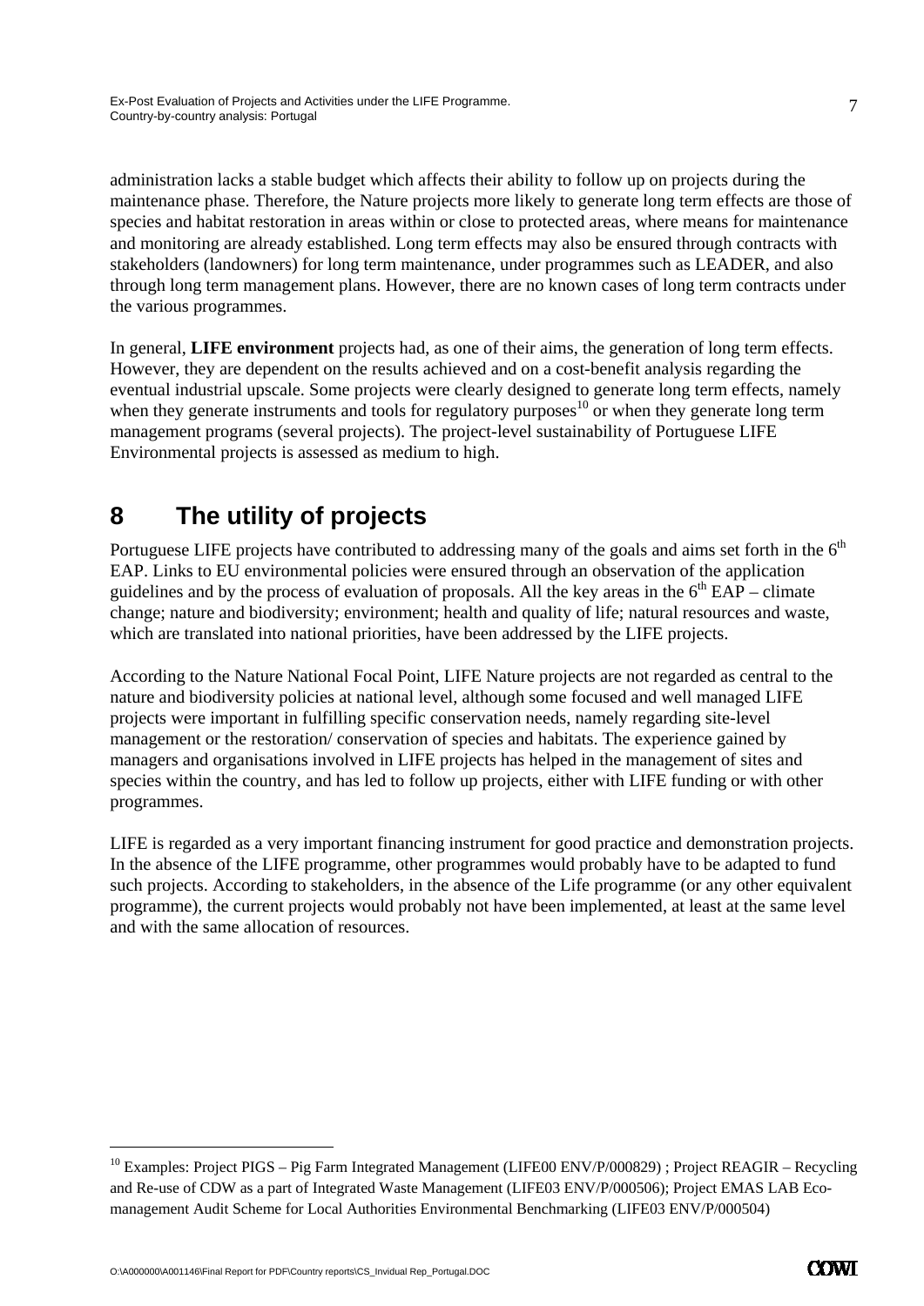administration lacks a stable budget which affects their ability to follow up on projects during the maintenance phase. Therefore, the Nature projects more likely to generate long term effects are those of species and habitat restoration in areas within or close to protected areas, where means for maintenance and monitoring are already established. Long term effects may also be ensured through contracts with stakeholders (landowners) for long term maintenance, under programmes such as LEADER, and also through long term management plans. However, there are no known cases of long term contracts under the various programmes.

In general, **LIFE environment** projects had, as one of their aims, the generation of long term effects. However, they are dependent on the results achieved and on a cost-benefit analysis regarding the eventual industrial upscale. Some projects were clearly designed to generate long term effects, namely when they generate instruments and tools for regulatory purposes[10] or when they generate long term management programs (several projects). The project-level sustainability of Portuguese LIFE Environmental projects is assessed as medium to high.

# 8 The utility of projects

Portuguese LIFE projects have contributed to addressing many of the goals and aims set forth in the 6th EAP. Links to EU environmental policies were ensured through an observation of the application guidelines and by the process of evaluation of proposals. All the key areas in the 6th EAP – climate change; nature and biodiversity; environment; health and quality of life; natural resources and waste, which are translated into national priorities, have been addressed by the LIFE projects.

According to the Nature National Focal Point, LIFE Nature projects are not regarded as central to the nature and biodiversity policies at national level, although some focused and well managed LIFE projects were important in fulfilling specific conservation needs, namely regarding site-level management or the restoration/ conservation of species and habitats. The experience gained by managers and organisations involved in LIFE projects has helped in the management of sites and species within the country, and has led to follow up projects, either with LIFE funding or with other programmes.

LIFE is regarded as a very important financing instrument for good practice and demonstration projects. In the absence of the LIFE programme, other programmes would probably have to be adapted to fund such projects. According to stakeholders, in the absence of the Life programme (or any other equivalent programme), the current projects would probably not have been implemented, at least at the same level and with the same allocation of resources.

[10] Examples: Project PIGS – Pig Farm Integrated Management (LIFE00 ENV/P/000829) ; Project REAGIR – Recycling and Re-use of CDW as a part of Integrated Waste Management (LIFE03 ENV/P/000506); Project EMAS LAB Eco-management Audit Scheme for Local Authorities Environmental Benchmarking (LIFE03 ENV/P/000504)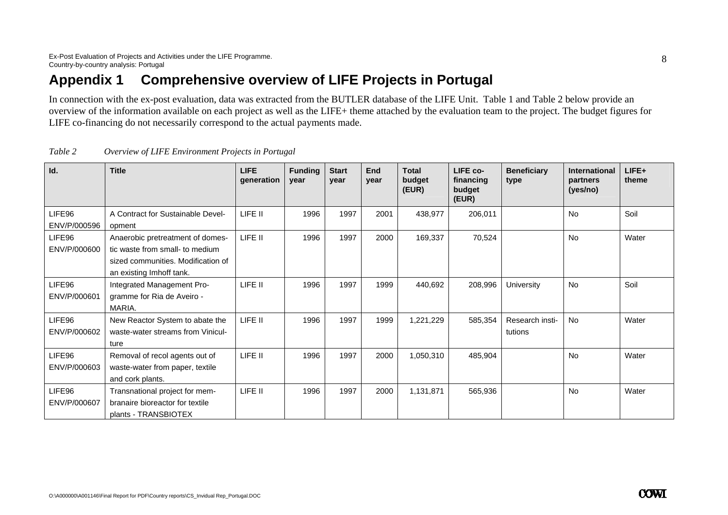# Appendix 1 Comprehensive overview of LIFE Projects in Portugal

In connection with the ex-post evaluation, data was extracted from the BUTLER database of the LIFE Unit. Table 1 and Table 2 below provide an overview of the information available on each project as well as the LIFE+ theme attached by the evaluation team to the project. The budget figures for LIFE co-financing do not necessarily correspond to the actual payments made.

*Table 2 Overview of LIFE Environment Projects in Portugal*

| Id. | Title | LIFE generation | Funding year | Start year | End year | Total budget (EUR) | LIFE co-financing budget (EUR) | Beneficiary type | International partners (yes/no) | LIFE+ theme |
|---|---|---|---|---|---|---|---|---|---|---|
| LIFE96 ENV/P/000596 | A Contract for Sustainable Development | LIFE II | 1996 | 1997 | 2001 | 438,977 | 206,011 | | No | Soil |
| LIFE96 ENV/P/000600 | Anaerobic pretreatment of domestic waste from small- to medium sized communities. Modification of an existing Imhoff tank. | LIFE II | 1996 | 1997 | 2000 | 169,337 | 70,524 | | No | Water |
| LIFE96 ENV/P/000601 | Integrated Management Programme for Ria de Aveiro - MARIA. | LIFE II | 1996 | 1997 | 1999 | 440,692 | 208,996 | University | No | Soil |
| LIFE96 ENV/P/000602 | New Reactor System to abate the waste-water streams from Viniculture | LIFE II | 1996 | 1997 | 1999 | 1,221,229 | 585,354 | Research institutions | No | Water |
| LIFE96 ENV/P/000603 | Removal of recol agents out of waste-water from paper, textile and cork plants. | LIFE II | 1996 | 1997 | 2000 | 1,050,310 | 485,904 | | No | Water |
| LIFE96 ENV/P/000607 | Transnational project for membranaire bioreactor for textile plants - TRANSBIOTEX | LIFE II | 1996 | 1997 | 2000 | 1,131,871 | 565,936 | | No | Water |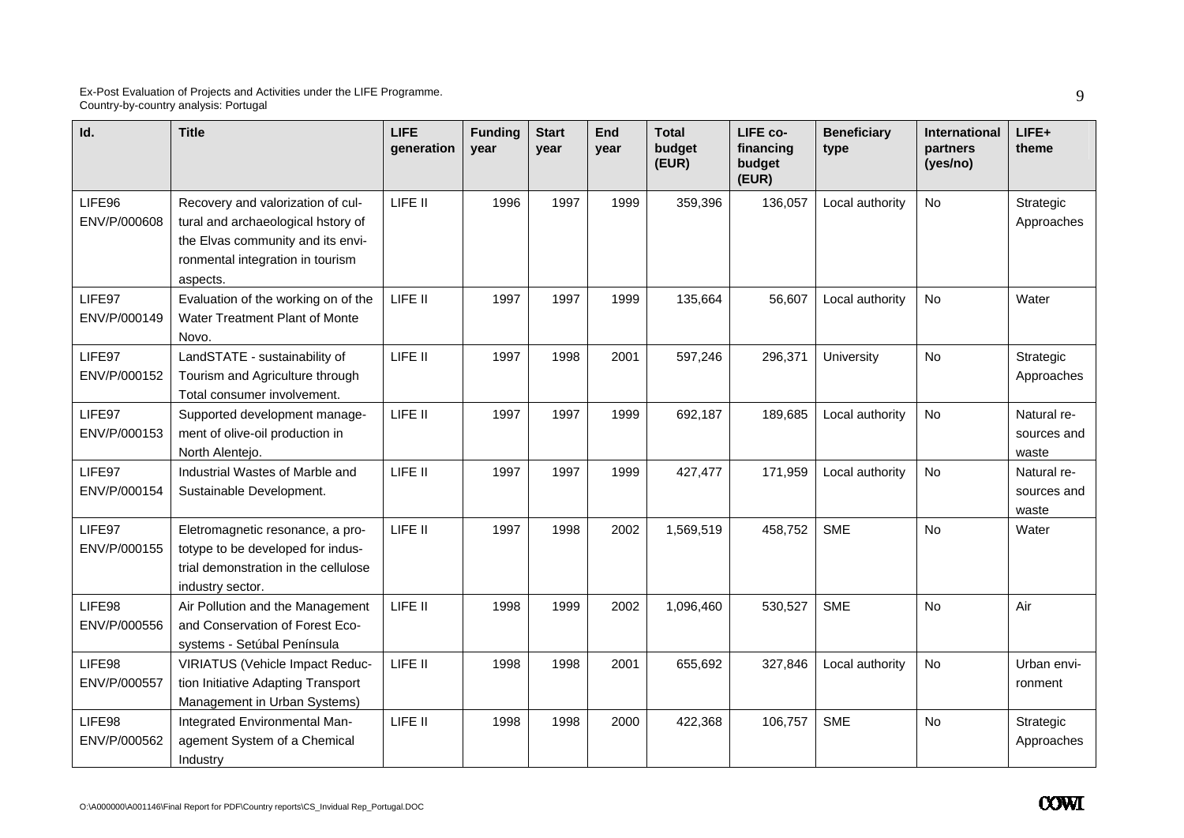| Id. | Title | LIFE generation | Funding year | Start year | End year | Total budget (EUR) | LIFE co-financing budget (EUR) | Beneficiary type | International partners (yes/no) | LIFE+ theme |
|---|---|---|---|---|---|---|---|---|---|---|
| LIFE96 ENV/P/000608 | Recovery and valorization of cultural and archaeological hstory of the Elvas community and its environmental integration in tourism aspects. | LIFE II | 1996 | 1997 | 1999 | 359,396 | 136,057 | Local authority | No | Strategic Approaches |
| LIFE97 ENV/P/000149 | Evaluation of the working on of the Water Treatment Plant of Monte Novo. | LIFE II | 1997 | 1997 | 1999 | 135,664 | 56,607 | Local authority | No | Water |
| LIFE97 ENV/P/000152 | LandSTATE - sustainability of Tourism and Agriculture through Total consumer involvement. | LIFE II | 1997 | 1998 | 2001 | 597,246 | 296,371 | University | No | Strategic Approaches |
| LIFE97 ENV/P/000153 | Supported development management of olive-oil production in North Alentejo. | LIFE II | 1997 | 1997 | 1999 | 692,187 | 189,685 | Local authority | No | Natural resources and waste |
| LIFE97 ENV/P/000154 | Industrial Wastes of Marble and Sustainable Development. | LIFE II | 1997 | 1997 | 1999 | 427,477 | 171,959 | Local authority | No | Natural resources and waste |
| LIFE97 ENV/P/000155 | Eletromagnetic resonance, a prototype to be developed for industrial demonstration in the cellulose industry sector. | LIFE II | 1997 | 1998 | 2002 | 1,569,519 | 458,752 | SME | No | Water |
| LIFE98 ENV/P/000556 | Air Pollution and the Management and Conservation of Forest Ecosystems - Setúbal Península | LIFE II | 1998 | 1999 | 2002 | 1,096,460 | 530,527 | SME | No | Air |
| LIFE98 ENV/P/000557 | VIRIATUS (Vehicle Impact Reduction Initiative Adapting Transport Management in Urban Systems) | LIFE II | 1998 | 1998 | 2001 | 655,692 | 327,846 | Local authority | No | Urban environment |
| LIFE98 ENV/P/000562 | Integrated Environmental Management System of a Chemical Industry | LIFE II | 1998 | 1998 | 2000 | 422,368 | 106,757 | SME | No | Strategic Approaches |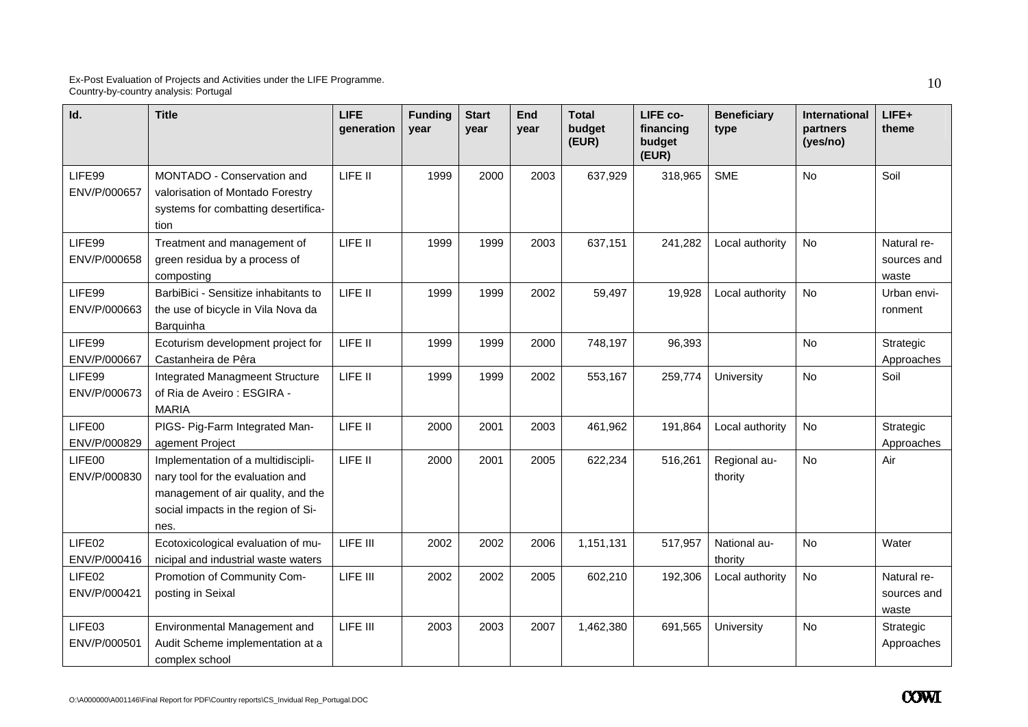| Id. | Title | LIFE generation | Funding year | Start year | End year | Total budget (EUR) | LIFE co-financing budget (EUR) | Beneficiary type | International partners (yes/no) | LIFE+ theme |
|---|---|---|---|---|---|---|---|---|---|---|
| LIFE99 ENV/P/000657 | MONTADO - Conservation and valorisation of Montado Forestry systems for combatting desertification | LIFE II | 1999 | 2000 | 2003 | 637,929 | 318,965 | SME | No | Soil |
| LIFE99 ENV/P/000658 | Treatment and management of green residua by a process of composting | LIFE II | 1999 | 1999 | 2003 | 637,151 | 241,282 | Local authority | No | Natural resources and waste |
| LIFE99 ENV/P/000663 | BarbiBici - Sensitize inhabitants to the use of bicycle in Vila Nova da Barquinha | LIFE II | 1999 | 1999 | 2002 | 59,497 | 19,928 | Local authority | No | Urban environment |
| LIFE99 ENV/P/000667 | Ecoturism development project for Castanheira de Pêra | LIFE II | 1999 | 1999 | 2000 | 748,197 | 96,393 | | No | Strategic Approaches |
| LIFE99 ENV/P/000673 | Integrated Managmeent Structure of Ria de Aveiro : ESGIRA - MARIA | LIFE II | 1999 | 1999 | 2002 | 553,167 | 259,774 | University | No | Soil |
| LIFE00 ENV/P/000829 | PIGS- Pig-Farm Integrated Management Project | LIFE II | 2000 | 2001 | 2003 | 461,962 | 191,864 | Local authority | No | Strategic Approaches |
| LIFE00 ENV/P/000830 | Implementation of a multidisciplinary tool for the evaluation and management of air quality, and the social impacts in the region of Sines. | LIFE II | 2000 | 2001 | 2005 | 622,234 | 516,261 | Regional authority | No | Air |
| LIFE02 ENV/P/000416 | Ecotoxicological evaluation of municipal and industrial waste waters | LIFE III | 2002 | 2002 | 2006 | 1,151,131 | 517,957 | National authority | No | Water |
| LIFE02 ENV/P/000421 | Promotion of Community Composting in Seixal | LIFE III | 2002 | 2002 | 2005 | 602,210 | 192,306 | Local authority | No | Natural resources and waste |
| LIFE03 ENV/P/000501 | Environmental Management and Audit Scheme implementation at a complex school | LIFE III | 2003 | 2003 | 2007 | 1,462,380 | 691,565 | University | No | Strategic Approaches |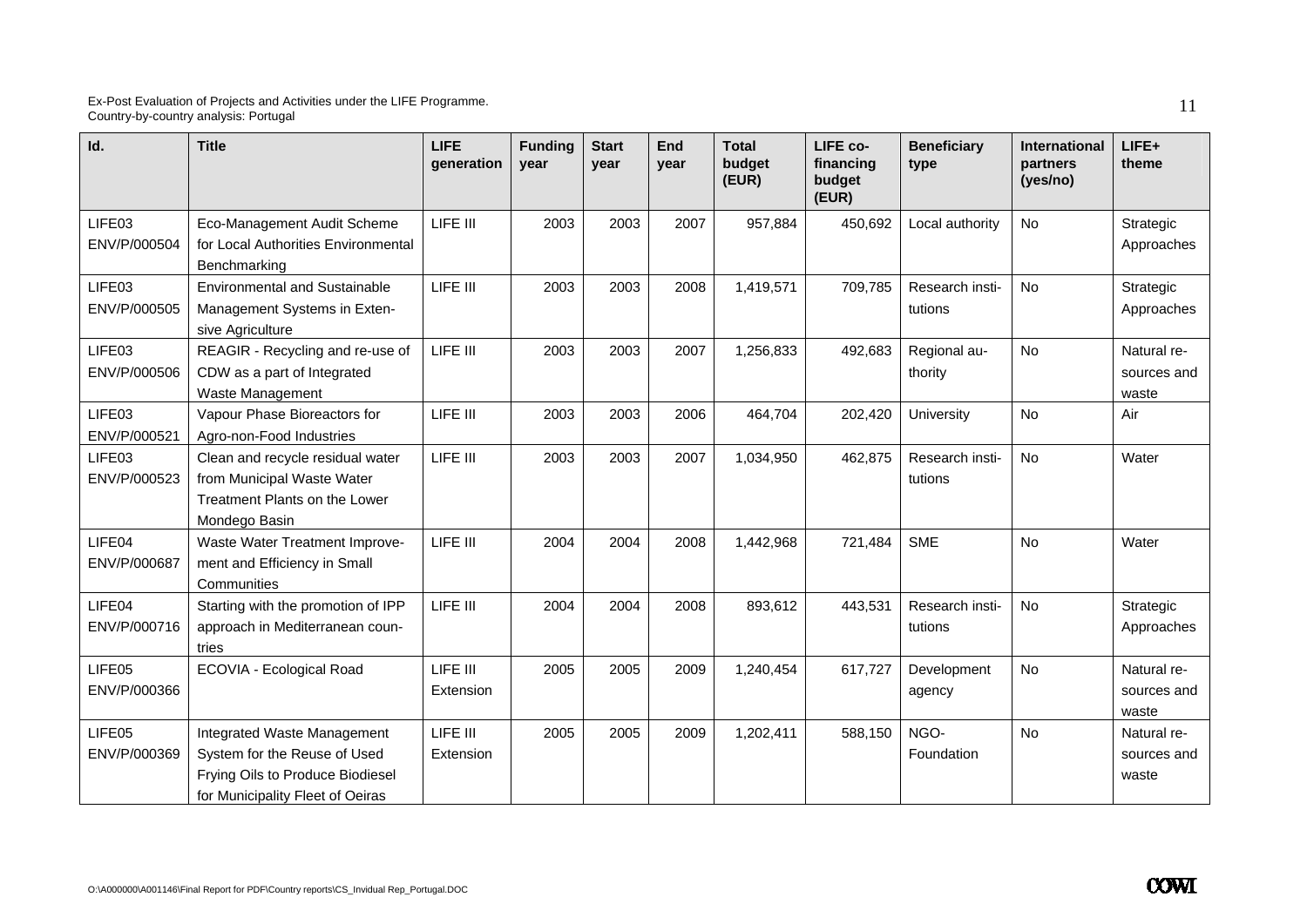| Id. | Title | LIFE generation | Funding year | Start year | End year | Total budget (EUR) | LIFE co-financing budget (EUR) | Beneficiary type | International partners (yes/no) | LIFE+ theme |
|---|---|---|---|---|---|---|---|---|---|---|
| LIFE03 ENV/P/000504 | Eco-Management Audit Scheme for Local Authorities Environmental Benchmarking | LIFE III | 2003 | 2003 | 2007 | 957,884 | 450,692 | Local authority | No | Strategic Approaches |
| LIFE03 ENV/P/000505 | Environmental and Sustainable Management Systems in Extensive Agriculture | LIFE III | 2003 | 2003 | 2008 | 1,419,571 | 709,785 | Research institutions | No | Strategic Approaches |
| LIFE03 ENV/P/000506 | REAGIR - Recycling and re-use of CDW as a part of Integrated Waste Management | LIFE III | 2003 | 2003 | 2007 | 1,256,833 | 492,683 | Regional authority | No | Natural resources and waste |
| LIFE03 ENV/P/000521 | Vapour Phase Bioreactors for Agro-non-Food Industries | LIFE III | 2003 | 2003 | 2006 | 464,704 | 202,420 | University | No | Air |
| LIFE03 ENV/P/000523 | Clean and recycle residual water from Municipal Waste Water Treatment Plants on the Lower Mondego Basin | LIFE III | 2003 | 2003 | 2007 | 1,034,950 | 462,875 | Research institutions | No | Water |
| LIFE04 ENV/P/000687 | Waste Water Treatment Improvement and Efficiency in Small Communities | LIFE III | 2004 | 2004 | 2008 | 1,442,968 | 721,484 | SME | No | Water |
| LIFE04 ENV/P/000716 | Starting with the promotion of IPP approach in Mediterranean countries | LIFE III | 2004 | 2004 | 2008 | 893,612 | 443,531 | Research institutions | No | Strategic Approaches |
| LIFE05 ENV/P/000366 | ECOVIA - Ecological Road | LIFE III Extension | 2005 | 2005 | 2009 | 1,240,454 | 617,727 | Development agency | No | Natural resources and waste |
| LIFE05 ENV/P/000369 | Integrated Waste Management System for the Reuse of Used Frying Oils to Produce Biodiesel for Municipality Fleet of Oeiras | LIFE III Extension | 2005 | 2005 | 2009 | 1,202,411 | 588,150 | NGO-Foundation | No | Natural resources and waste |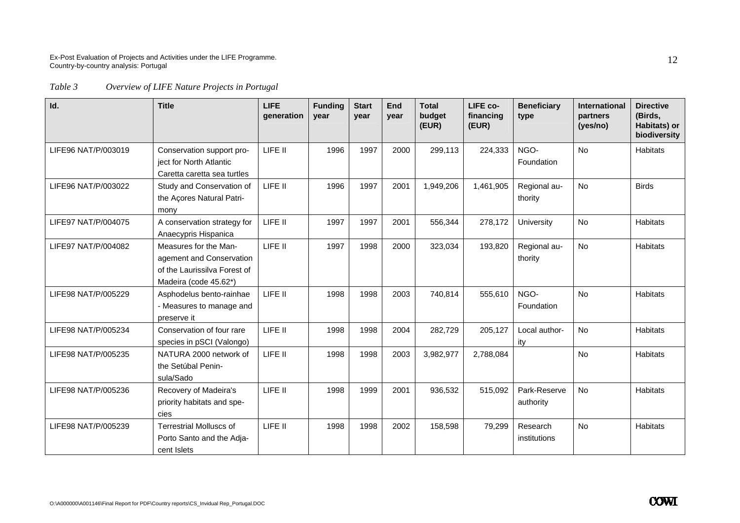*Table 3 Overview of LIFE Nature Projects in Portugal*

| Id. | Title | LIFE generation | Funding year | Start year | End year | Total budget (EUR) | LIFE co-financing (EUR) | Beneficiary type | International partners (yes/no) | Directive (Birds, Habitats) or biodiversity |
|---|---|---|---|---|---|---|---|---|---|---|
| LIFE96 NAT/P/003019 | Conservation support project for North Atlantic Caretta caretta sea turtles | LIFE II | 1996 | 1997 | 2000 | 299,113 | 224,333 | NGO-Foundation | No | Habitats |
| LIFE96 NAT/P/003022 | Study and Conservation of the Açores Natural Patrimony | LIFE II | 1996 | 1997 | 2001 | 1,949,206 | 1,461,905 | Regional authority | No | Birds |
| LIFE97 NAT/P/004075 | A conservation strategy for Anaecypris Hispanica | LIFE II | 1997 | 1997 | 2001 | 556,344 | 278,172 | University | No | Habitats |
| LIFE97 NAT/P/004082 | Measures for the Management and Conservation of the Laurissilva Forest of Madeira (code 45.62*) | LIFE II | 1997 | 1998 | 2000 | 323,034 | 193,820 | Regional authority | No | Habitats |
| LIFE98 NAT/P/005229 | Asphodelus bento-rainhae - Measures to manage and preserve it | LIFE II | 1998 | 1998 | 2003 | 740,814 | 555,610 | NGO-Foundation | No | Habitats |
| LIFE98 NAT/P/005234 | Conservation of four rare species in pSCI (Valongo) | LIFE II | 1998 | 1998 | 2004 | 282,729 | 205,127 | Local authority | No | Habitats |
| LIFE98 NAT/P/005235 | NATURA 2000 network of the Setúbal Peninsula/Sado | LIFE II | 1998 | 1998 | 2003 | 3,982,977 | 2,788,084 | | No | Habitats |
| LIFE98 NAT/P/005236 | Recovery of Madeira's priority habitats and species | LIFE II | 1998 | 1999 | 2001 | 936,532 | 515,092 | Park-Reserve authority | No | Habitats |
| LIFE98 NAT/P/005239 | Terrestrial Molluscs of Porto Santo and the Adjacent Islets | LIFE II | 1998 | 1998 | 2002 | 158,598 | 79,299 | Research institutions | No | Habitats |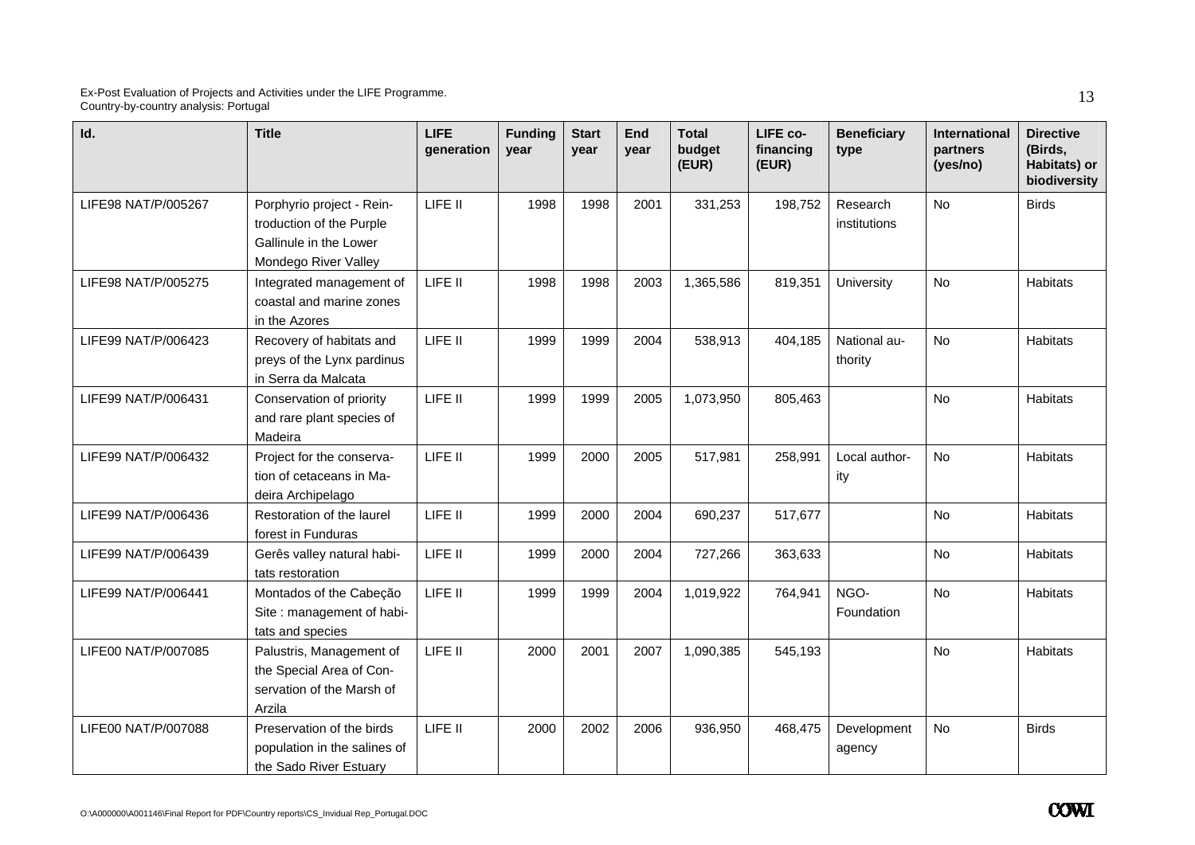| Id. | Title | LIFE generation | Funding year | Start year | End year | Total budget (EUR) | LIFE co-financing (EUR) | Beneficiary type | International partners (yes/no) | Directive (Birds, Habitats) or biodiversity |
|---|---|---|---|---|---|---|---|---|---|---|
| LIFE98 NAT/P/005267 | Porphyrio project - Reintroduction of the Purple Gallinule in the Lower Mondego River Valley | LIFE II | 1998 | 1998 | 2001 | 331,253 | 198,752 | Research institutions | No | Birds |
| LIFE98 NAT/P/005275 | Integrated management of coastal and marine zones in the Azores | LIFE II | 1998 | 1998 | 2003 | 1,365,586 | 819,351 | University | No | Habitats |
| LIFE99 NAT/P/006423 | Recovery of habitats and preys of the Lynx pardinus in Serra da Malcata | LIFE II | 1999 | 1999 | 2004 | 538,913 | 404,185 | National authority | No | Habitats |
| LIFE99 NAT/P/006431 | Conservation of priority and rare plant species of Madeira | LIFE II | 1999 | 1999 | 2005 | 1,073,950 | 805,463 | | No | Habitats |
| LIFE99 NAT/P/006432 | Project for the conservation of cetaceans in Madeira Archipelago | LIFE II | 1999 | 2000 | 2005 | 517,981 | 258,991 | Local authority | No | Habitats |
| LIFE99 NAT/P/006436 | Restoration of the laurel forest in Funduras | LIFE II | 1999 | 2000 | 2004 | 690,237 | 517,677 | | No | Habitats |
| LIFE99 NAT/P/006439 | Gerês valley natural habitats restoration | LIFE II | 1999 | 2000 | 2004 | 727,266 | 363,633 | | No | Habitats |
| LIFE99 NAT/P/006441 | Montados of the Cabeção Site : management of habitats and species | LIFE II | 1999 | 1999 | 2004 | 1,019,922 | 764,941 | NGO-Foundation | No | Habitats |
| LIFE00 NAT/P/007085 | Palustris, Management of the Special Area of Conservation of the Marsh of Arzila | LIFE II | 2000 | 2001 | 2007 | 1,090,385 | 545,193 | | No | Habitats |
| LIFE00 NAT/P/007088 | Preservation of the birds population in the salines of the Sado River Estuary | LIFE II | 2000 | 2002 | 2006 | 936,950 | 468,475 | Development agency | No | Birds |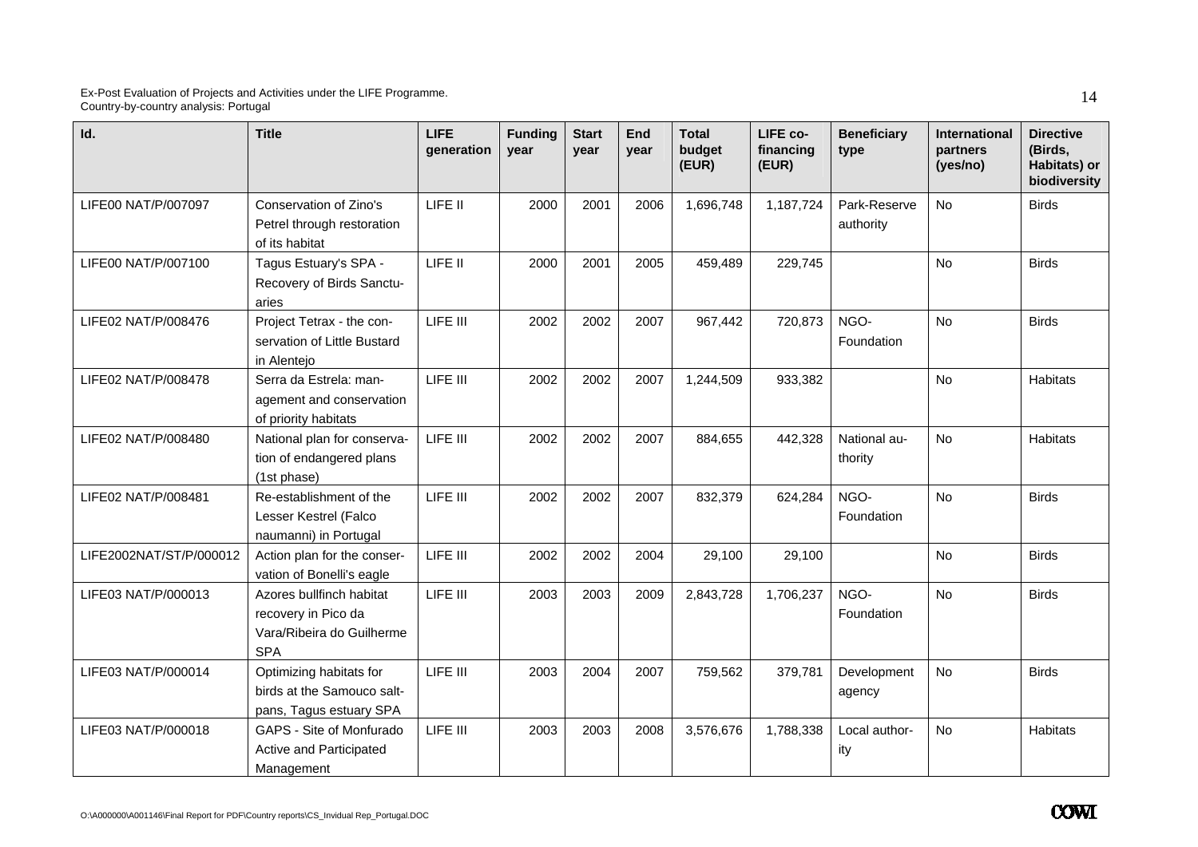| Id. | Title | LIFE generation | Funding year | Start year | End year | Total budget (EUR) | LIFE co-financing (EUR) | Beneficiary type | International partners (yes/no) | Directive (Birds, Habitats) or biodiversity |
|---|---|---|---|---|---|---|---|---|---|---|
| LIFE00 NAT/P/007097 | Conservation of Zino's Petrel through restoration of its habitat | LIFE II | 2000 | 2001 | 2006 | 1,696,748 | 1,187,724 | Park-Reserve authority | No | Birds |
| LIFE00 NAT/P/007100 | Tagus Estuary's SPA - Recovery of Birds Sanctuaries | LIFE II | 2000 | 2001 | 2005 | 459,489 | 229,745 | | No | Birds |
| LIFE02 NAT/P/008476 | Project Tetrax - the conservation of Little Bustard in Alentejo | LIFE III | 2002 | 2002 | 2007 | 967,442 | 720,873 | NGO-Foundation | No | Birds |
| LIFE02 NAT/P/008478 | Serra da Estrela: management and conservation of priority habitats | LIFE III | 2002 | 2002 | 2007 | 1,244,509 | 933,382 | | No | Habitats |
| LIFE02 NAT/P/008480 | National plan for conservation of endangered plans (1st phase) | LIFE III | 2002 | 2002 | 2007 | 884,655 | 442,328 | National authority | No | Habitats |
| LIFE02 NAT/P/008481 | Re-establishment of the Lesser Kestrel (Falco naumanni) in Portugal | LIFE III | 2002 | 2002 | 2007 | 832,379 | 624,284 | NGO-Foundation | No | Birds |
| LIFE2002NAT/ST/P/000012 | Action plan for the conservation of Bonelli's eagle | LIFE III | 2002 | 2002 | 2004 | 29,100 | 29,100 | | No | Birds |
| LIFE03 NAT/P/000013 | Azores bullfinch habitat recovery in Pico da Vara/Ribeira do Guilherme SPA | LIFE III | 2003 | 2003 | 2009 | 2,843,728 | 1,706,237 | NGO-Foundation | No | Birds |
| LIFE03 NAT/P/000014 | Optimizing habitats for birds at the Samouco saltpans, Tagus estuary SPA | LIFE III | 2003 | 2004 | 2007 | 759,562 | 379,781 | Development agency | No | Birds |
| LIFE03 NAT/P/000018 | GAPS - Site of Monfurado Active and Participated Management | LIFE III | 2003 | 2003 | 2008 | 3,576,676 | 1,788,338 | Local authority | No | Habitats |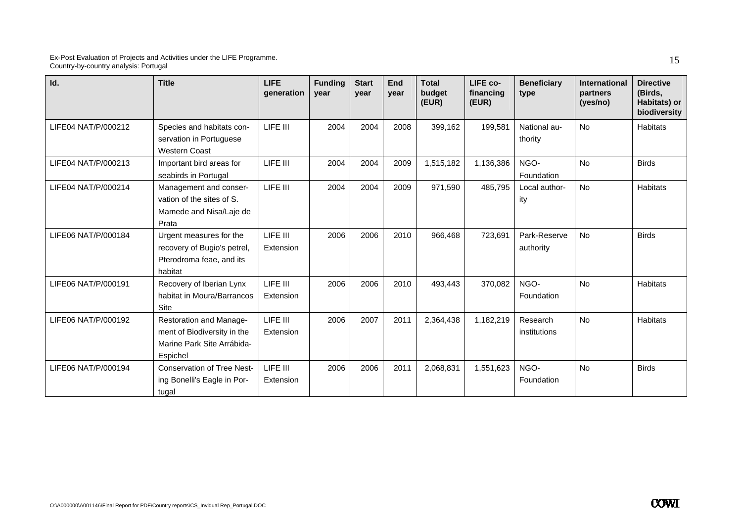| Id. | Title | LIFE generation | Funding year | Start year | End year | Total budget (EUR) | LIFE co-financing (EUR) | Beneficiary type | International partners (yes/no) | Directive (Birds, Habitats) or biodiversity |
|---|---|---|---|---|---|---|---|---|---|---|
| LIFE04 NAT/P/000212 | Species and habitats conservation in Portuguese Western Coast | LIFE III | 2004 | 2004 | 2008 | 399,162 | 199,581 | National authority | No | Habitats |
| LIFE04 NAT/P/000213 | Important bird areas for seabirds in Portugal | LIFE III | 2004 | 2004 | 2009 | 1,515,182 | 1,136,386 | NGO-Foundation | No | Birds |
| LIFE04 NAT/P/000214 | Management and conservation of the sites of S. Mamede and Nisa/Laje de Prata | LIFE III | 2004 | 2004 | 2009 | 971,590 | 485,795 | Local authority | No | Habitats |
| LIFE06 NAT/P/000184 | Urgent measures for the recovery of Bugio's petrel, Pterodroma feae, and its habitat | LIFE III Extension | 2006 | 2006 | 2010 | 966,468 | 723,691 | Park-Reserve authority | No | Birds |
| LIFE06 NAT/P/000191 | Recovery of Iberian Lynx habitat in Moura/Barrancos Site | LIFE III Extension | 2006 | 2006 | 2010 | 493,443 | 370,082 | NGO-Foundation | No | Habitats |
| LIFE06 NAT/P/000192 | Restoration and Management of Biodiversity in the Marine Park Site Arrábida-Espichel | LIFE III Extension | 2006 | 2007 | 2011 | 2,364,438 | 1,182,219 | Research institutions | No | Habitats |
| LIFE06 NAT/P/000194 | Conservation of Tree Nesting Bonelli's Eagle in Portugal | LIFE III Extension | 2006 | 2006 | 2011 | 2,068,831 | 1,551,623 | NGO-Foundation | No | Birds |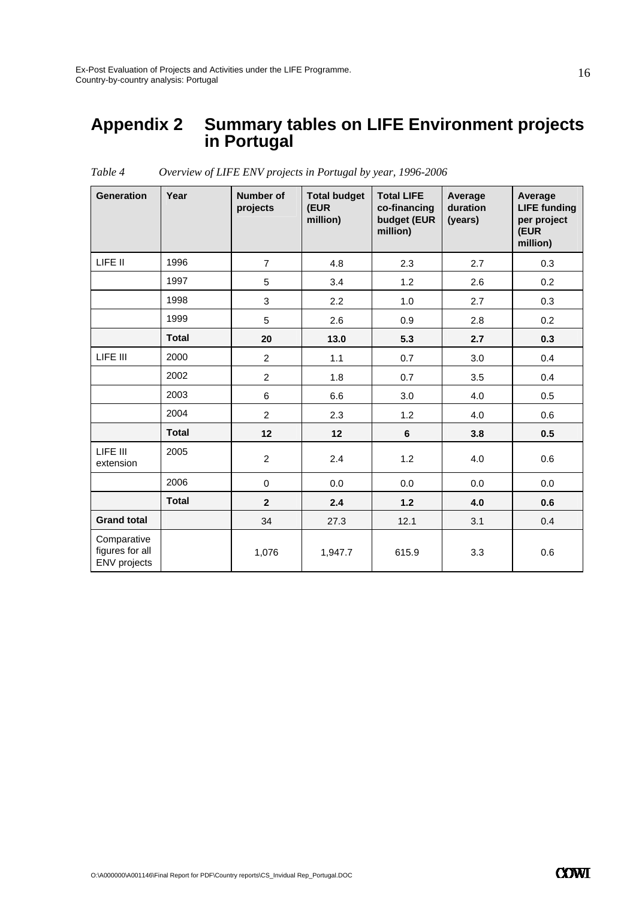# Appendix 2 Summary tables on LIFE Environment projects in Portugal

*Table 4 Overview of LIFE ENV projects in Portugal by year, 1996-2006*

| Generation | Year | Number of projects | Total budget (EUR million) | Total LIFE co-financing budget (EUR million) | Average duration (years) | Average LIFE funding per project (EUR million) |
|---|---|---|---|---|---|---|
| LIFE II | 1996 | 7 | 4.8 | 2.3 | 2.7 | 0.3 |
| | 1997 | 5 | 3.4 | 1.2 | 2.6 | 0.2 |
| | 1998 | 3 | 2.2 | 1.0 | 2.7 | 0.3 |
| | 1999 | 5 | 2.6 | 0.9 | 2.8 | 0.2 |
| | **Total** | **20** | **13.0** | **5.3** | **2.7** | **0.3** |
| LIFE III | 2000 | 2 | 1.1 | 0.7 | 3.0 | 0.4 |
| | 2002 | 2 | 1.8 | 0.7 | 3.5 | 0.4 |
| | 2003 | 6 | 6.6 | 3.0 | 4.0 | 0.5 |
| | 2004 | 2 | 2.3 | 1.2 | 4.0 | 0.6 |
| | **Total** | **12** | **12** | **6** | **3.8** | **0.5** |
| LIFE III extension | 2005 | 2 | 2.4 | 1.2 | 4.0 | 0.6 |
| | 2006 | 0 | 0.0 | 0.0 | 0.0 | 0.0 |
| | **Total** | **2** | **2.4** | **1.2** | **4.0** | **0.6** |
| **Grand total** | | 34 | 27.3 | 12.1 | 3.1 | 0.4 |
| Comparative figures for all ENV projects | | 1,076 | 1,947.7 | 615.9 | 3.3 | 0.6 |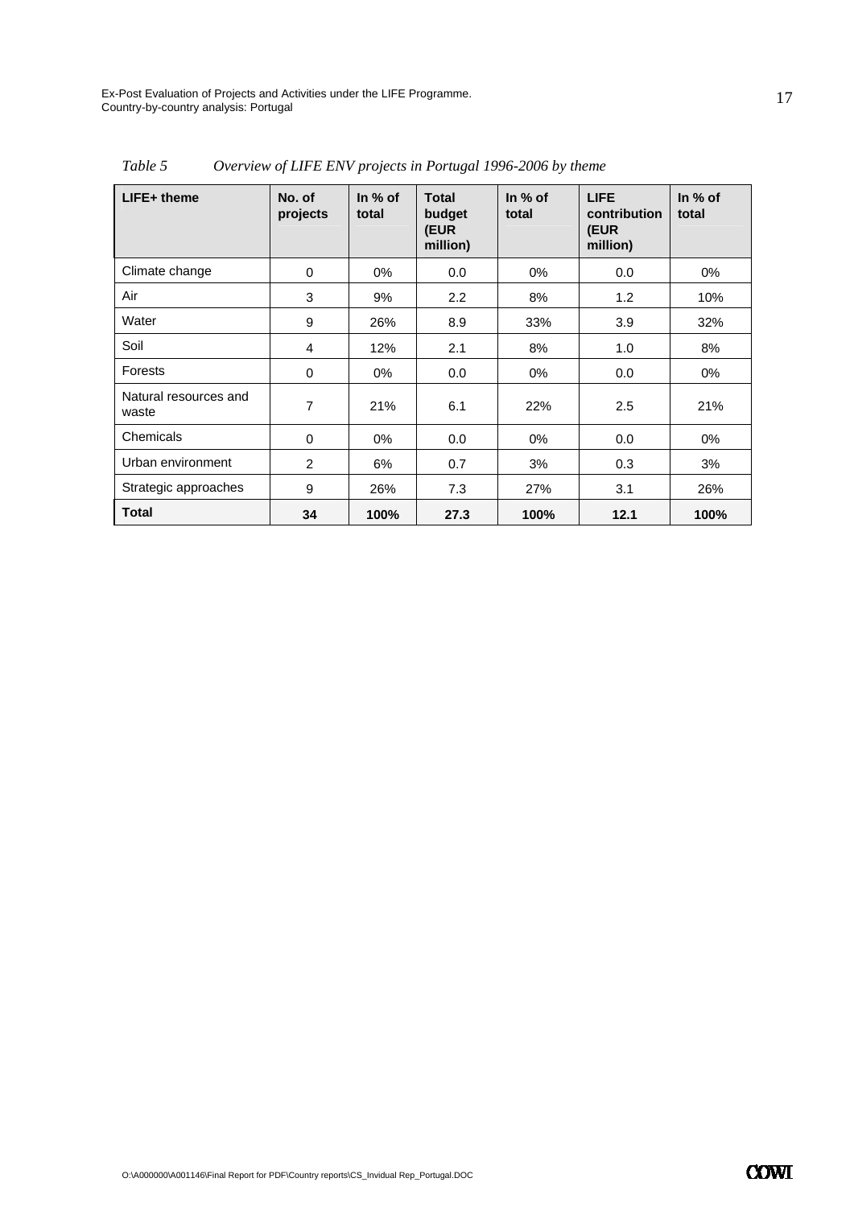*Table 5 Overview of LIFE ENV projects in Portugal 1996-2006 by theme*

| LIFE+ theme | No. of projects | In % of total | Total budget (EUR million) | In % of total | LIFE contribution (EUR million) | In % of total |
|---|---|---|---|---|---|---|
| Climate change | 0 | 0% | 0.0 | 0% | 0.0 | 0% |
| Air | 3 | 9% | 2.2 | 8% | 1.2 | 10% |
| Water | 9 | 26% | 8.9 | 33% | 3.9 | 32% |
| Soil | 4 | 12% | 2.1 | 8% | 1.0 | 8% |
| Forests | 0 | 0% | 0.0 | 0% | 0.0 | 0% |
| Natural resources and waste | 7 | 21% | 6.1 | 22% | 2.5 | 21% |
| Chemicals | 0 | 0% | 0.0 | 0% | 0.0 | 0% |
| Urban environment | 2 | 6% | 0.7 | 3% | 0.3 | 3% |
| Strategic approaches | 9 | 26% | 7.3 | 27% | 3.1 | 26% |
| **Total** | **34** | **100%** | **27.3** | **100%** | **12.1** | **100%** |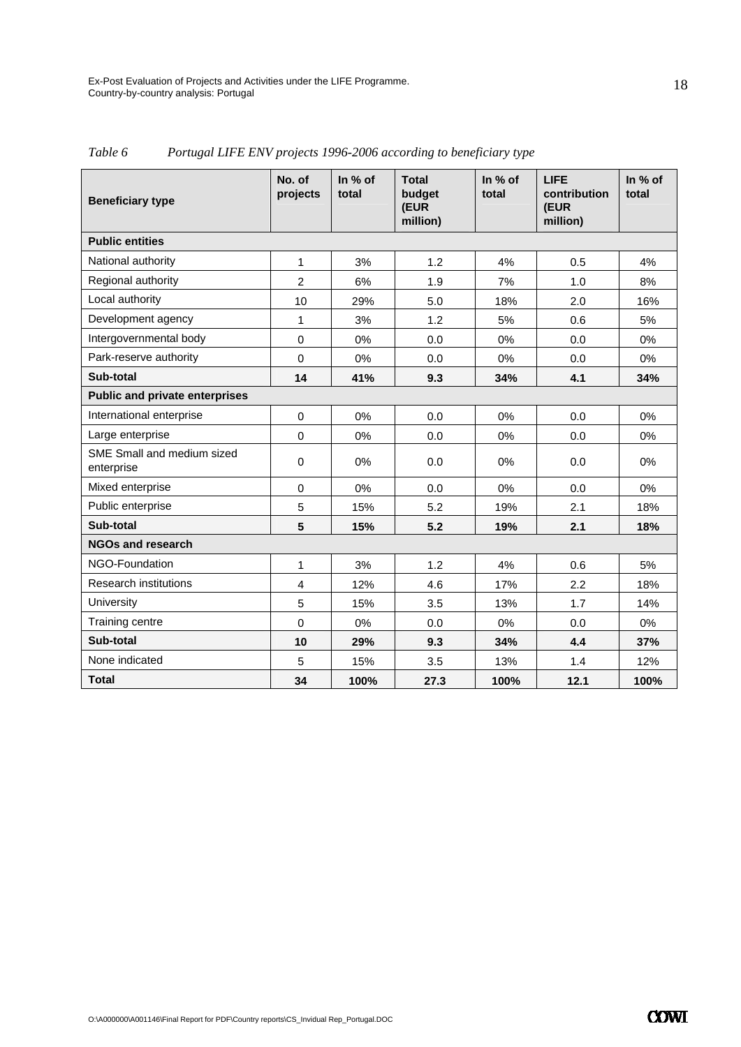*Table 6 Portugal LIFE ENV projects 1996-2006 according to beneficiary type*

| Beneficiary type | No. of projects | In % of total | Total budget (EUR million) | In % of total | LIFE contribution (EUR million) | In % of total |
|---|---|---|---|---|---|---|
| **Public entities** | | | | | | |
| National authority | 1 | 3% | 1.2 | 4% | 0.5 | 4% |
| Regional authority | 2 | 6% | 1.9 | 7% | 1.0 | 8% |
| Local authority | 10 | 29% | 5.0 | 18% | 2.0 | 16% |
| Development agency | 1 | 3% | 1.2 | 5% | 0.6 | 5% |
| Intergovernmental body | 0 | 0% | 0.0 | 0% | 0.0 | 0% |
| Park-reserve authority | 0 | 0% | 0.0 | 0% | 0.0 | 0% |
| **Sub-total** | **14** | **41%** | **9.3** | **34%** | **4.1** | **34%** |
| **Public and private enterprises** | | | | | | |
| International enterprise | 0 | 0% | 0.0 | 0% | 0.0 | 0% |
| Large enterprise | 0 | 0% | 0.0 | 0% | 0.0 | 0% |
| SME Small and medium sized enterprise | 0 | 0% | 0.0 | 0% | 0.0 | 0% |
| Mixed enterprise | 0 | 0% | 0.0 | 0% | 0.0 | 0% |
| Public enterprise | 5 | 15% | 5.2 | 19% | 2.1 | 18% |
| **Sub-total** | **5** | **15%** | **5.2** | **19%** | **2.1** | **18%** |
| **NGOs and research** | | | | | | |
| NGO-Foundation | 1 | 3% | 1.2 | 4% | 0.6 | 5% |
| Research institutions | 4 | 12% | 4.6 | 17% | 2.2 | 18% |
| University | 5 | 15% | 3.5 | 13% | 1.7 | 14% |
| Training centre | 0 | 0% | 0.0 | 0% | 0.0 | 0% |
| **Sub-total** | **10** | **29%** | **9.3** | **34%** | **4.4** | **37%** |
| None indicated | 5 | 15% | 3.5 | 13% | 1.4 | 12% |
| **Total** | **34** | **100%** | **27.3** | **100%** | **12.1** | **100%** |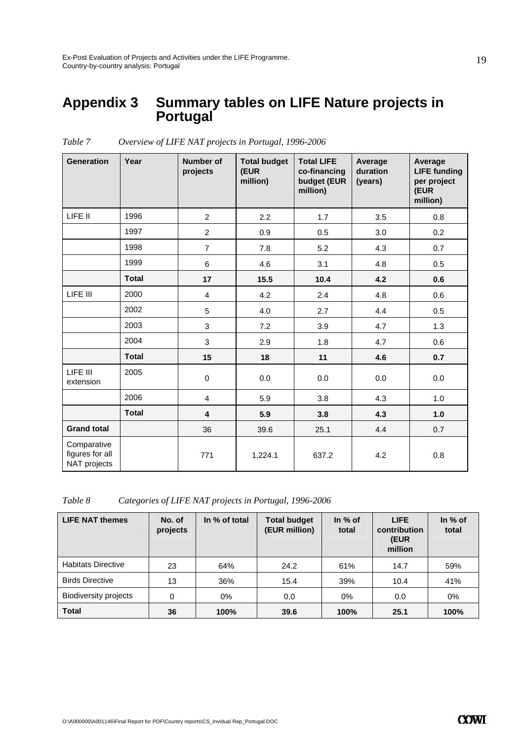# Appendix 3 Summary tables on LIFE Nature projects in Portugal

*Table 7 Overview of LIFE NAT projects in Portugal, 1996-2006*

| Generation | Year | Number of projects | Total budget (EUR million) | Total LIFE co-financing budget (EUR million) | Average duration (years) | Average LIFE funding per project (EUR million) |
|---|---|---|---|---|---|---|
| LIFE II | 1996 | 2 | 2.2 | 1.7 | 3.5 | 0.8 |
| | 1997 | 2 | 0.9 | 0.5 | 3.0 | 0.2 |
| | 1998 | 7 | 7.8 | 5.2 | 4.3 | 0.7 |
| | 1999 | 6 | 4.6 | 3.1 | 4.8 | 0.5 |
| | **Total** | **17** | **15.5** | **10.4** | **4.2** | **0.6** |
| LIFE III | 2000 | 4 | 4.2 | 2.4 | 4.8 | 0.6 |
| | 2002 | 5 | 4.0 | 2.7 | 4.4 | 0.5 |
| | 2003 | 3 | 7.2 | 3.9 | 4.7 | 1.3 |
| | 2004 | 3 | 2.9 | 1.8 | 4.7 | 0.6 |
| | **Total** | **15** | **18** | **11** | **4.6** | **0.7** |
| LIFE III extension | 2005 | 0 | 0.0 | 0.0 | 0.0 | 0.0 |
| | 2006 | 4 | 5.9 | 3.8 | 4.3 | 1.0 |
| | **Total** | **4** | **5.9** | **3.8** | **4.3** | **1.0** |
| **Grand total** | | 36 | 39.6 | 25.1 | 4.4 | 0.7 |
| Comparative figures for all NAT projects | | 771 | 1,224.1 | 637.2 | 4.2 | 0.8 |

*Table 8 Categories of LIFE NAT projects in Portugal, 1996-2006*

| LIFE NAT themes | No. of projects | In % of total | Total budget (EUR million) | In % of total | LIFE contribution (EUR million | In % of total |
|---|---|---|---|---|---|---|
| Habitats Directive | 23 | 64% | 24.2 | 61% | 14.7 | 59% |
| Birds Directive | 13 | 36% | 15.4 | 39% | 10.4 | 41% |
| Biodiversity projects | 0 | 0% | 0.0 | 0% | 0.0 | 0% |
| **Total** | **36** | **100%** | **39.6** | **100%** | **25.1** | **100%** |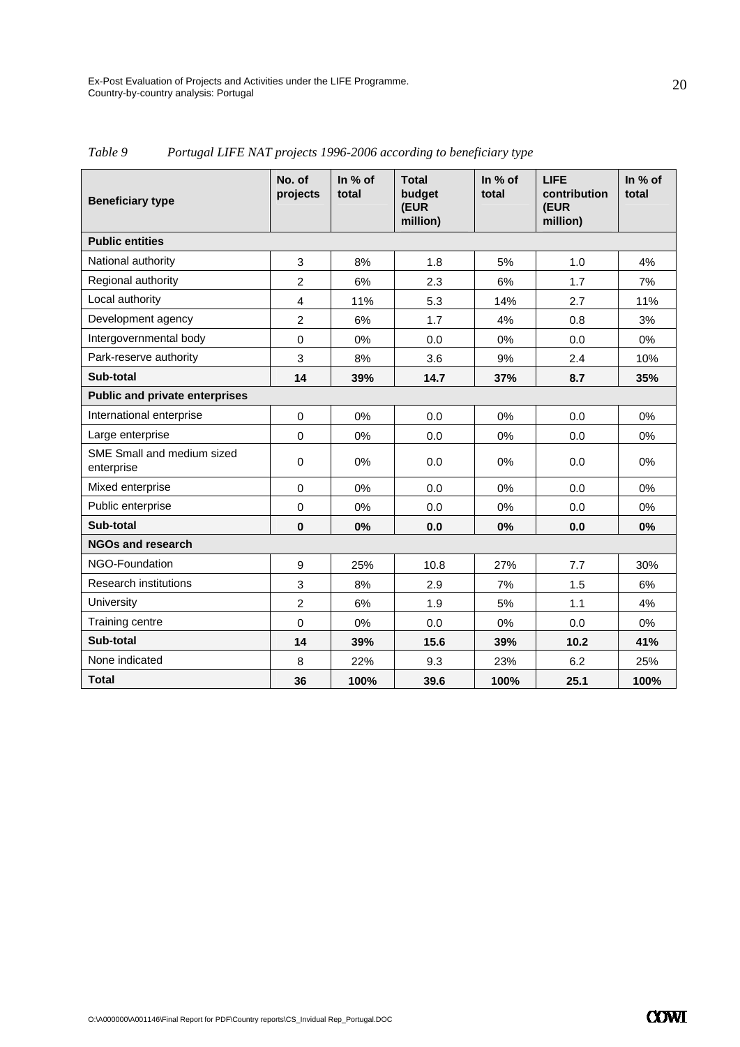*Table 9 Portugal LIFE NAT projects 1996-2006 according to beneficiary type*

| Beneficiary type | No. of projects | In % of total | Total budget (EUR million) | In % of total | LIFE contribution (EUR million) | In % of total |
|---|---|---|---|---|---|---|
| **Public entities** | | | | | | |
| National authority | 3 | 8% | 1.8 | 5% | 1.0 | 4% |
| Regional authority | 2 | 6% | 2.3 | 6% | 1.7 | 7% |
| Local authority | 4 | 11% | 5.3 | 14% | 2.7 | 11% |
| Development agency | 2 | 6% | 1.7 | 4% | 0.8 | 3% |
| Intergovernmental body | 0 | 0% | 0.0 | 0% | 0.0 | 0% |
| Park-reserve authority | 3 | 8% | 3.6 | 9% | 2.4 | 10% |
| **Sub-total** | **14** | **39%** | **14.7** | **37%** | **8.7** | **35%** |
| **Public and private enterprises** | | | | | | |
| International enterprise | 0 | 0% | 0.0 | 0% | 0.0 | 0% |
| Large enterprise | 0 | 0% | 0.0 | 0% | 0.0 | 0% |
| SME Small and medium sized enterprise | 0 | 0% | 0.0 | 0% | 0.0 | 0% |
| Mixed enterprise | 0 | 0% | 0.0 | 0% | 0.0 | 0% |
| Public enterprise | 0 | 0% | 0.0 | 0% | 0.0 | 0% |
| **Sub-total** | **0** | **0%** | **0.0** | **0%** | **0.0** | **0%** |
| **NGOs and research** | | | | | | |
| NGO-Foundation | 9 | 25% | 10.8 | 27% | 7.7 | 30% |
| Research institutions | 3 | 8% | 2.9 | 7% | 1.5 | 6% |
| University | 2 | 6% | 1.9 | 5% | 1.1 | 4% |
| Training centre | 0 | 0% | 0.0 | 0% | 0.0 | 0% |
| **Sub-total** | **14** | **39%** | **15.6** | **39%** | **10.2** | **41%** |
| None indicated | 8 | 22% | 9.3 | 23% | 6.2 | 25% |
| **Total** | **36** | **100%** | **39.6** | **100%** | **25.1** | **100%** |